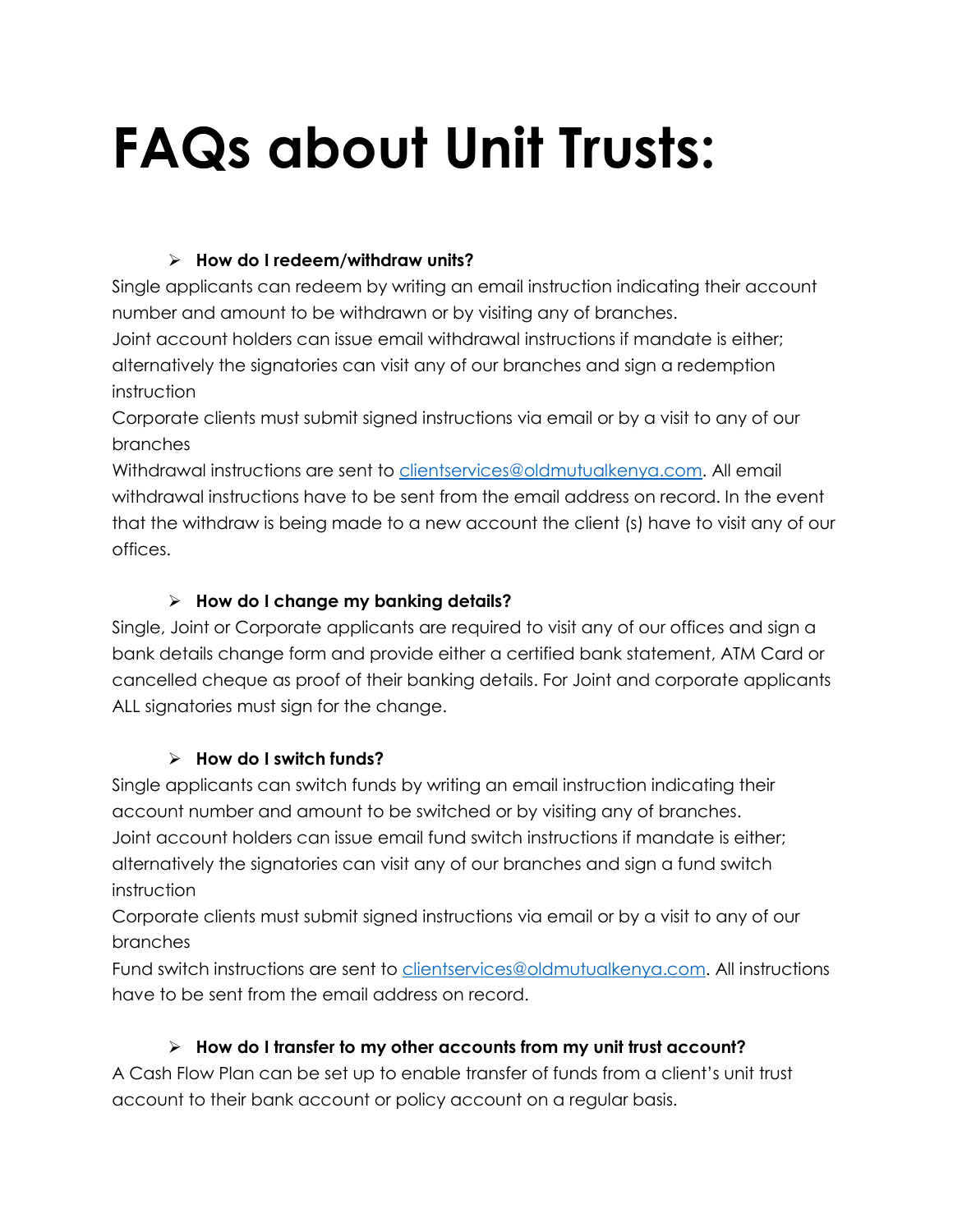# FAQs about Unit Trusts:

- **How do I redeem/withdraw units?**

Single applicants can redeem by writing an email instruction indicating their account number and amount to be withdrawn or by visiting any of branches.

Joint account holders can issue email withdrawal instructions if mandate is either; alternatively the signatories can visit any of our branches and sign a redemption instruction

Corporate clients must submit signed instructions via email or by a visit to any of our branches

Withdrawal instructions are sent to [clientservices@oldmutualkenya.com](mailto:clientservices@oldmutualkenya.com). All email withdrawal instructions have to be sent from the email address on record. In the event that the withdraw is being made to a new account the client (s) have to visit any of our offices.

- **How do I change my banking details?**

Single, Joint or Corporate applicants are required to visit any of our offices and sign a bank details change form and provide either a certified bank statement, ATM Card or cancelled cheque as proof of their banking details. For Joint and corporate applicants ALL signatories must sign for the change.

- **How do I switch funds?**

Single applicants can switch funds by writing an email instruction indicating their account number and amount to be switched or by visiting any of branches.

Joint account holders can issue email fund switch instructions if mandate is either; alternatively the signatories can visit any of our branches and sign a fund switch instruction

Corporate clients must submit signed instructions via email or by a visit to any of our branches

Fund switch instructions are sent to [clientservices@oldmutualkenya.com](mailto:clientservices@oldmutualkenya.com). All instructions have to be sent from the email address on record.

- **How do I transfer to my other accounts from my unit trust account?**

A Cash Flow Plan can be set up to enable transfer of funds from a client's unit trust account to their bank account or policy account on a regular basis.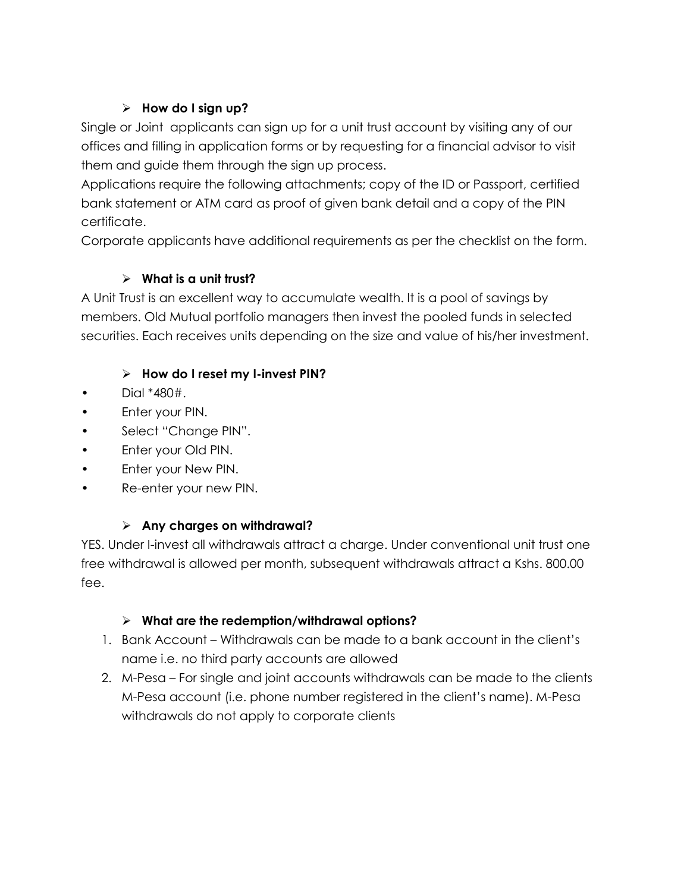- **How do I sign up?**

Single or Joint applicants can sign up for a unit trust account by visiting any of our offices and filling in application forms or by requesting for a financial advisor to visit them and guide them through the sign up process.

Applications require the following attachments; copy of the ID or Passport, certified bank statement or ATM card as proof of given bank detail and a copy of the PIN certificate.

Corporate applicants have additional requirements as per the checklist on the form.

- **What is a unit trust?**

A Unit Trust is an excellent way to accumulate wealth. It is a pool of savings by members. Old Mutual portfolio managers then invest the pooled funds in selected securities. Each receives units depending on the size and value of his/her investment.

- **How do I reset my I-invest PIN?**

- Dial *480#.
- Enter your PIN.
- Select "Change PIN".
- Enter your Old PIN.
- Enter your New PIN.
- Re-enter your new PIN.

- **Any charges on withdrawal?**

YES. Under I-invest all withdrawals attract a charge. Under conventional unit trust one free withdrawal is allowed per month, subsequent withdrawals attract a Kshs. 800.00 fee.

- **What are the redemption/withdrawal options?**

1. Bank Account – Withdrawals can be made to a bank account in the client's name i.e. no third party accounts are allowed
2. M-Pesa – For single and joint accounts withdrawals can be made to the clients M-Pesa account (i.e. phone number registered in the client's name). M-Pesa withdrawals do not apply to corporate clients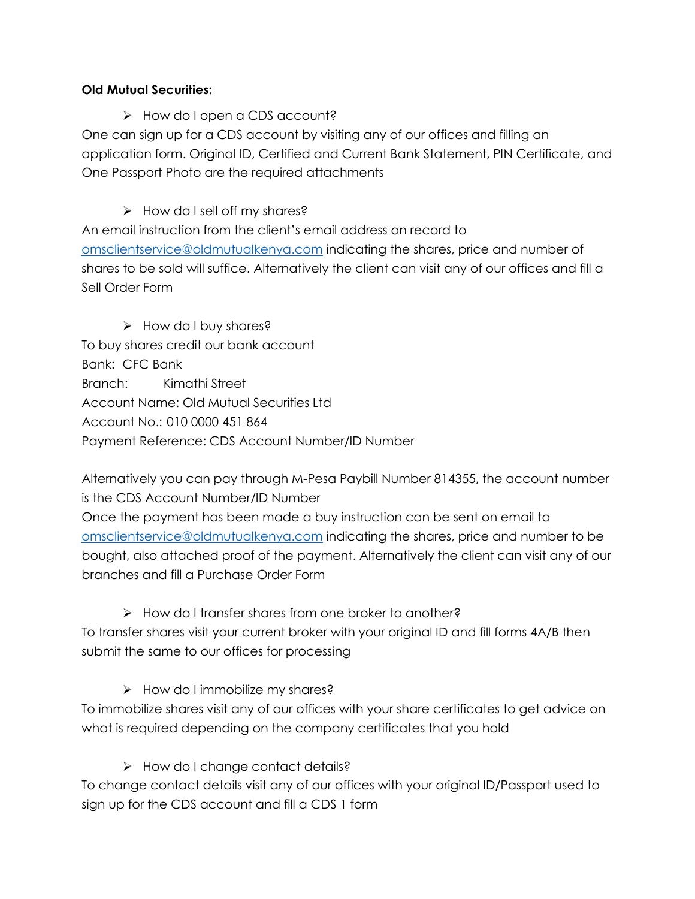**Old Mutual Securities:**

- How do I open a CDS account?

One can sign up for a CDS account by visiting any of our offices and filling an application form. Original ID, Certified and Current Bank Statement, PIN Certificate, and One Passport Photo are the required attachments

- How do I sell off my shares?

An email instruction from the client's email address on record to omsclientservice@oldmutualkenya.com indicating the shares, price and number of shares to be sold will suffice. Alternatively the client can visit any of our offices and fill a Sell Order Form

- How do I buy shares?

To buy shares credit our bank account
Bank: CFC Bank
Branch: Kimathi Street
Account Name: Old Mutual Securities Ltd
Account No.: 010 0000 451 864
Payment Reference: CDS Account Number/ID Number

Alternatively you can pay through M-Pesa Paybill Number 814355, the account number is the CDS Account Number/ID Number
Once the payment has been made a buy instruction can be sent on email to omsclientservice@oldmutualkenya.com indicating the shares, price and number to be bought, also attached proof of the payment. Alternatively the client can visit any of our branches and fill a Purchase Order Form

- How do I transfer shares from one broker to another?

To transfer shares visit your current broker with your original ID and fill forms 4A/B then submit the same to our offices for processing

- How do I immobilize my shares?

To immobilize shares visit any of our offices with your share certificates to get advice on what is required depending on the company certificates that you hold

- How do I change contact details?

To change contact details visit any of our offices with your original ID/Passport used to sign up for the CDS account and fill a CDS 1 form